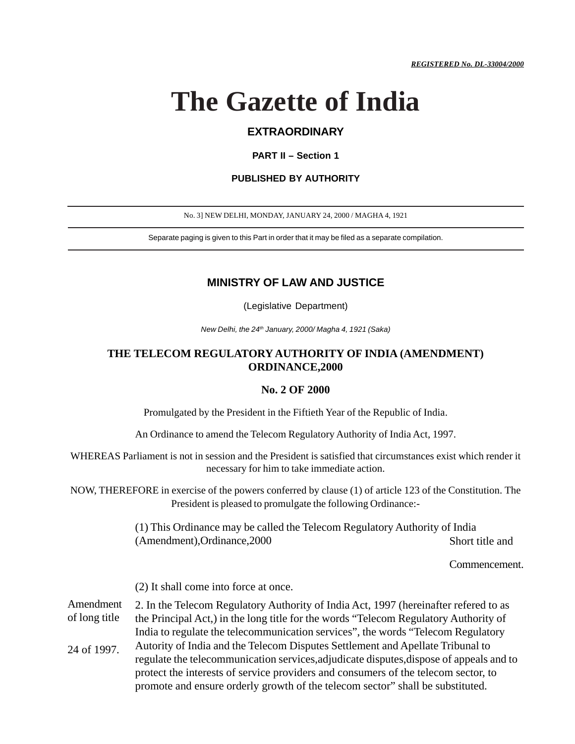***REGISTERED No. DL-33004/2000***

# The Gazette of India

**EXTRAORDINARY**

**PART II – Section 1**

**PUBLISHED BY AUTHORITY**

No. 3] NEW DELHI, MONDAY, JANUARY 24, 2000 / MAGHA 4, 1921

Separate paging is given to this Part in order that it may be filed as a separate compilation.

## MINISTRY OF LAW AND JUSTICE

(Legislative Department)

*New Delhi, the 24th January, 2000/ Magha 4, 1921 (Saka)*

## THE TELECOM REGULATORY AUTHORITY OF INDIA (AMENDMENT) ORDINANCE,2000

## No. 2 OF 2000

Promulgated by the President in the Fiftieth Year of the Republic of India.

An Ordinance to amend the Telecom Regulatory Authority of India Act, 1997.

WHEREAS Parliament is not in session and the President is satisfied that circumstances exist which render it necessary for him to take immediate action.

NOW, THEREFORE in exercise of the powers conferred by clause (1) of article 123 of the Constitution. The President is pleased to promulgate the following Ordinance:-

Short title and Commencement.

(1) This Ordinance may be called the Telecom Regulatory Authority of India (Amendment),Ordinance,2000

(2) It shall come into force at once.

Amendment of long title

24 of 1997.

2. In the Telecom Regulatory Authority of India Act, 1997 (hereinafter refered to as the Principal Act,) in the long title for the words "Telecom Regulatory Authority of India to regulate the telecommunication services", the words "Telecom Regulatory Autority of India and the Telecom Disputes Settlement and Apellate Tribunal to regulate the telecommunication services,adjudicate disputes,dispose of appeals and to protect the interests of service providers and consumers of the telecom sector, to promote and ensure orderly growth of the telecom sector" shall be substituted.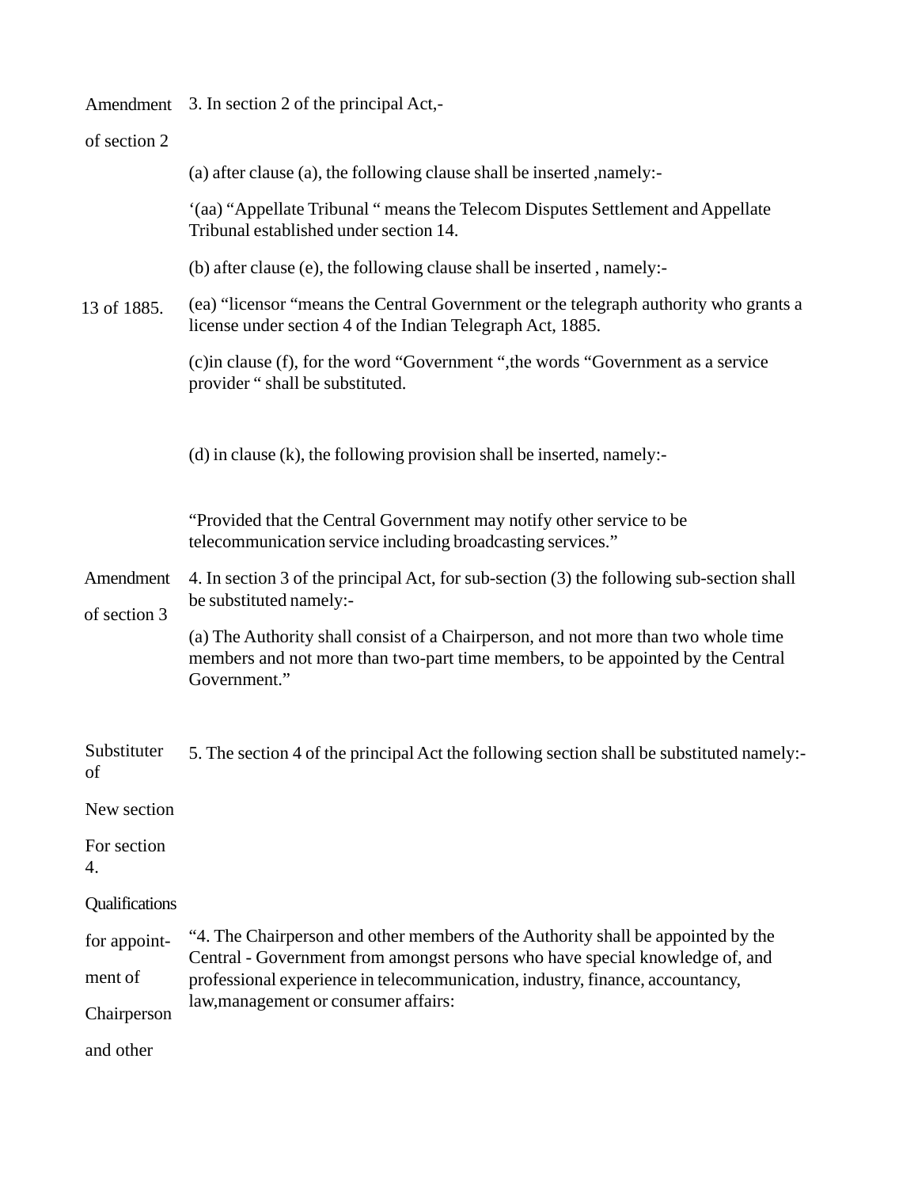**Amendment of section 2**

3. In section 2 of the principal Act,-

(a) after clause (a), the following clause shall be inserted ,namely:-

'(aa) "Appellate Tribunal " means the Telecom Disputes Settlement and Appellate Tribunal established under section 14.

(b) after clause (e), the following clause shall be inserted , namely:-

13 of 1885.

(ea) "licensor "means the Central Government or the telegraph authority who grants a license under section 4 of the Indian Telegraph Act, 1885.

(c)in clause (f), for the word "Government ",the words "Government as a service provider " shall be substituted.

(d) in clause (k), the following provision shall be inserted, namely:-

"Provided that the Central Government may notify other service to be telecommunication service including broadcasting services."

**Amendment of section 3**

4. In section 3 of the principal Act, for sub-section (3) the following sub-section shall be substituted namely:-

(a) The Authority shall consist of a Chairperson, and not more than two whole time members and not more than two-part time members, to be appointed by the Central Government."

**Substituter of New section For section 4.**

5. The section 4 of the principal Act the following section shall be substituted namely:-

**Qualifications for appoint-ment of Chairperson and other**

"4. The Chairperson and other members of the Authority shall be appointed by the Central - Government from amongst persons who have special knowledge of, and professional experience in telecommunication, industry, finance, accountancy, law,management or consumer affairs: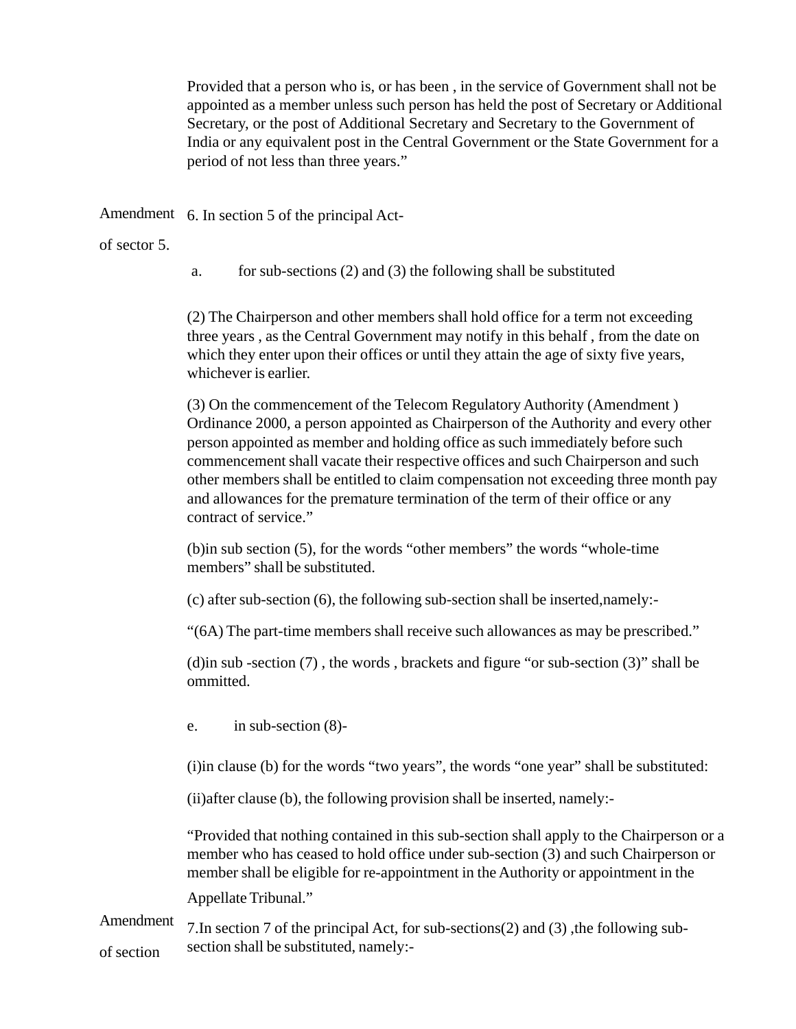Provided that a person who is, or has been , in the service of Government shall not be appointed as a member unless such person has held the post of Secretary or Additional Secretary, or the post of Additional Secretary and Secretary to the Government of India or any equivalent post in the Central Government or the State Government for a period of not less than three years."

Amendment of sector 5.

6. In section 5 of the principal Act-

a. for sub-sections (2) and (3) the following shall be substituted

(2) The Chairperson and other members shall hold office for a term not exceeding three years , as the Central Government may notify in this behalf , from the date on which they enter upon their offices or until they attain the age of sixty five years, whichever is earlier.

(3) On the commencement of the Telecom Regulatory Authority (Amendment ) Ordinance 2000, a person appointed as Chairperson of the Authority and every other person appointed as member and holding office as such immediately before such commencement shall vacate their respective offices and such Chairperson and such other members shall be entitled to claim compensation not exceeding three month pay and allowances for the premature termination of the term of their office or any contract of service."

(b)in sub section (5), for the words "other members" the words "whole-time members" shall be substituted.

(c) after sub-section (6), the following sub-section shall be inserted,namely:-

"(6A) The part-time members shall receive such allowances as may be prescribed."

(d)in sub -section (7) , the words , brackets and figure "or sub-section (3)" shall be ommitted.

e. in sub-section (8)-

(i)in clause (b) for the words "two years", the words "one year" shall be substituted:

(ii)after clause (b), the following provision shall be inserted, namely:-

"Provided that nothing contained in this sub-section shall apply to the Chairperson or a member who has ceased to hold office under sub-section (3) and such Chairperson or member shall be eligible for re-appointment in the Authority or appointment in the Appellate Tribunal."

Amendment of section

7.In section 7 of the principal Act, for sub-sections(2) and (3) ,the following sub-section shall be substituted, namely:-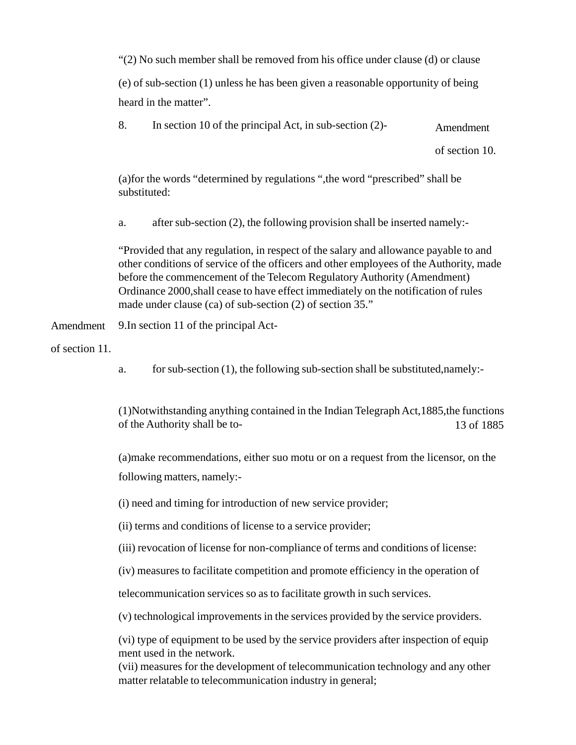"(2) No such member shall be removed from his office under clause (d) or clause (e) of sub-section (1) unless he has been given a reasonable opportunity of being heard in the matter".

8. In section 10 of the principal Act, in sub-section (2)- Amendment of section 10.

(a)for the words "determined by regulations ",the word "prescribed" shall be substituted:

a. after sub-section (2), the following provision shall be inserted namely:-

"Provided that any regulation, in respect of the salary and allowance payable to and other conditions of service of the officers and other employees of the Authority, made before the commencement of the Telecom Regulatory Authority (Amendment) Ordinance 2000,shall cease to have effect immediately on the notification of rules made under clause (ca) of sub-section (2) of section 35."

Amendment of section 11. 9.In section 11 of the principal Act-

a. for sub-section (1), the following sub-section shall be substituted,namely:-

(1)Notwithstanding anything contained in the Indian Telegraph Act,1885,the functions of the Authority shall be to- 13 of 1885

(a)make recommendations, either suo motu or on a request from the licensor, on the following matters, namely:-

(i) need and timing for introduction of new service provider;

(ii) terms and conditions of license to a service provider;

(iii) revocation of license for non-compliance of terms and conditions of license:

(iv) measures to facilitate competition and promote efficiency in the operation of telecommunication services so as to facilitate growth in such services.

(v) technological improvements in the services provided by the service providers.

(vi) type of equipment to be used by the service providers after inspection of equip ment used in the network.

(vii) measures for the development of telecommunication technology and any other matter relatable to telecommunication industry in general;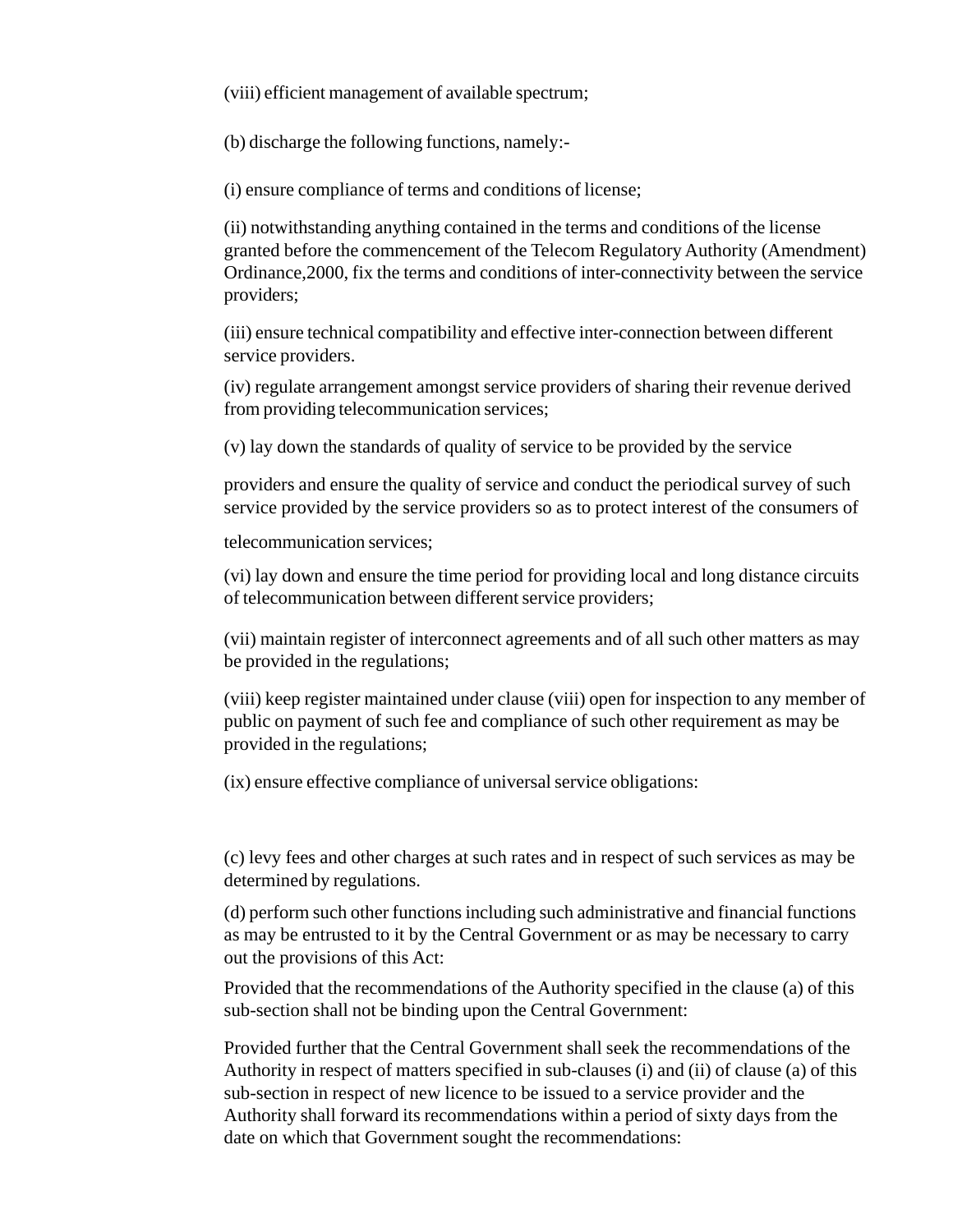(viii) efficient management of available spectrum;

(b) discharge the following functions, namely:-

(i) ensure compliance of terms and conditions of license;

(ii) notwithstanding anything contained in the terms and conditions of the license granted before the commencement of the Telecom Regulatory Authority (Amendment) Ordinance,2000, fix the terms and conditions of inter-connectivity between the service providers;

(iii) ensure technical compatibility and effective inter-connection between different service providers.

(iv) regulate arrangement amongst service providers of sharing their revenue derived from providing telecommunication services;

(v) lay down the standards of quality of service to be provided by the service

providers and ensure the quality of service and conduct the periodical survey of such service provided by the service providers so as to protect interest of the consumers of

telecommunication services;

(vi) lay down and ensure the time period for providing local and long distance circuits of telecommunication between different service providers;

(vii) maintain register of interconnect agreements and of all such other matters as may be provided in the regulations;

(viii) keep register maintained under clause (viii) open for inspection to any member of public on payment of such fee and compliance of such other requirement as may be provided in the regulations;

(ix) ensure effective compliance of universal service obligations:

(c) levy fees and other charges at such rates and in respect of such services as may be determined by regulations.

(d) perform such other functions including such administrative and financial functions as may be entrusted to it by the Central Government or as may be necessary to carry out the provisions of this Act:

Provided that the recommendations of the Authority specified in the clause (a) of this sub-section shall not be binding upon the Central Government:

Provided further that the Central Government shall seek the recommendations of the Authority in respect of matters specified in sub-clauses (i) and (ii) of clause (a) of this sub-section in respect of new licence to be issued to a service provider and the Authority shall forward its recommendations within a period of sixty days from the date on which that Government sought the recommendations: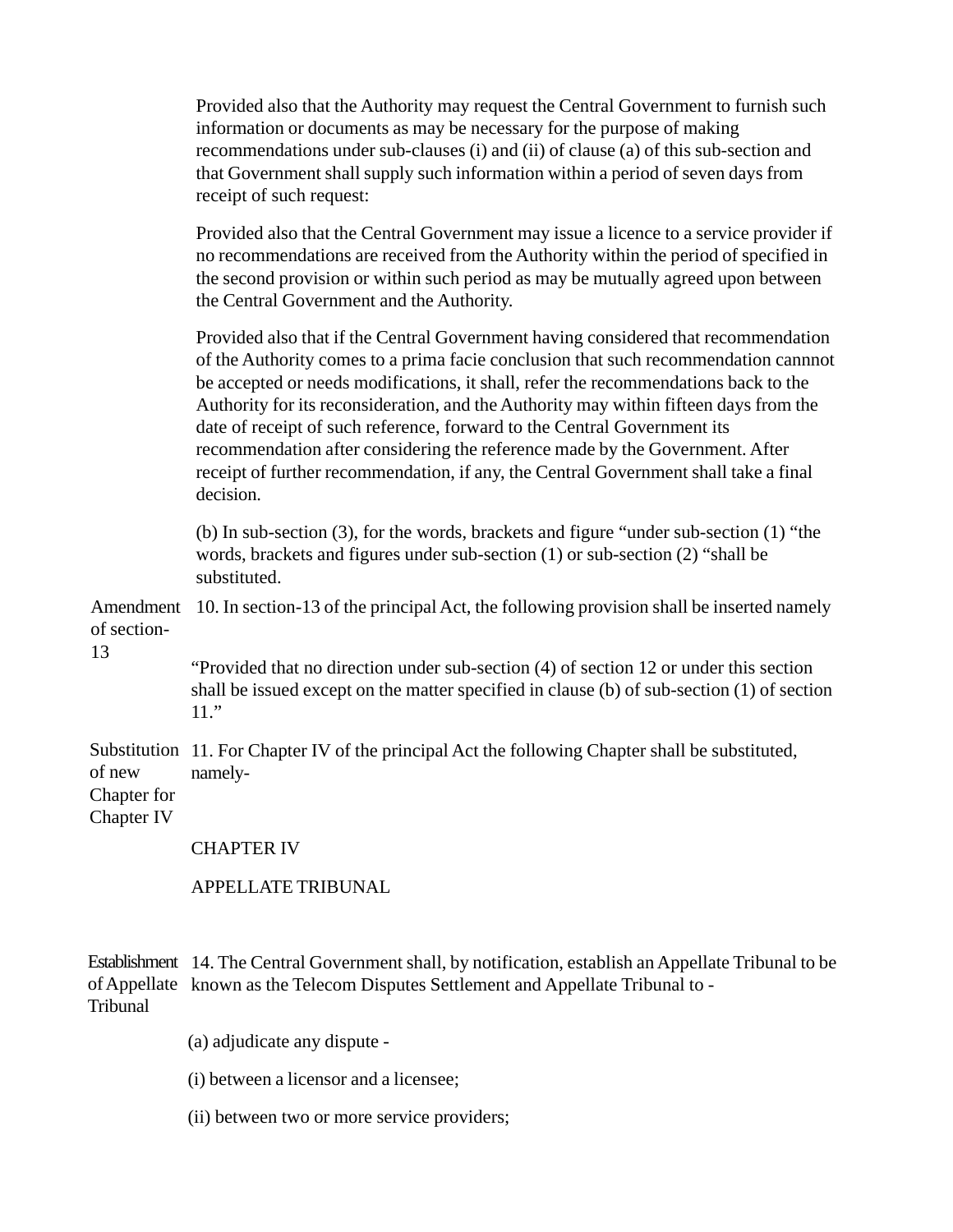Provided also that the Authority may request the Central Government to furnish such information or documents as may be necessary for the purpose of making recommendations under sub-clauses (i) and (ii) of clause (a) of this sub-section and that Government shall supply such information within a period of seven days from receipt of such request:

Provided also that the Central Government may issue a licence to a service provider if no recommendations are received from the Authority within the period of specified in the second provision or within such period as may be mutually agreed upon between the Central Government and the Authority.

Provided also that if the Central Government having considered that recommendation of the Authority comes to a prima facie conclusion that such recommendation cannnot be accepted or needs modifications, it shall, refer the recommendations back to the Authority for its reconsideration, and the Authority may within fifteen days from the date of receipt of such reference, forward to the Central Government its recommendation after considering the reference made by the Government. After receipt of further recommendation, if any, the Central Government shall take a final decision.

(b) In sub-section (3), for the words, brackets and figure "under sub-section (1) "the words, brackets and figures under sub-section (1) or sub-section (2) "shall be substituted.

Amendment of section-13

10. In section-13 of the principal Act, the following provision shall be inserted namely

"Provided that no direction under sub-section (4) of section 12 or under this section shall be issued except on the matter specified in clause (b) of sub-section (1) of section 11."

Substitution of new Chapter for Chapter IV

11. For Chapter IV of the principal Act the following Chapter shall be substituted, namely-

CHAPTER IV

APPELLATE TRIBUNAL

Establishment of Appellate Tribunal

14. The Central Government shall, by notification, establish an Appellate Tribunal to be known as the Telecom Disputes Settlement and Appellate Tribunal to -

(a) adjudicate any dispute -

(i) between a licensor and a licensee;

(ii) between two or more service providers;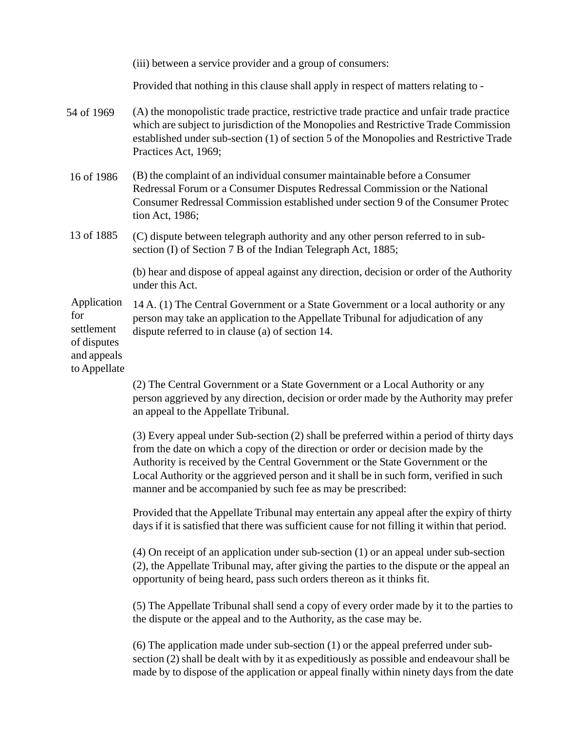(iii) between a service provider and a group of consumers:

Provided that nothing in this clause shall apply in respect of matters relating to -

54 of 1969 — (A) the monopolistic trade practice, restrictive trade practice and unfair trade practice which are subject to jurisdiction of the Monopolies and Restrictive Trade Commission established under sub-section (1) of section 5 of the Monopolies and Restrictive Trade Practices Act, 1969;

16 of 1986 — (B) the complaint of an individual consumer maintainable before a Consumer Redressal Forum or a Consumer Disputes Redressal Commission or the National Consumer Redressal Commission established under section 9 of the Consumer Protection Act, 1986;

13 of 1885 — (C) dispute between telegraph authority and any other person referred to in sub-section (I) of Section 7 B of the Indian Telegraph Act, 1885;

(b) hear and dispose of appeal against any direction, decision or order of the Authority under this Act.

**Application for settlement of disputes and appeals to Appellate**

14 A. (1) The Central Government or a State Government or a local authority or any person may take an application to the Appellate Tribunal for adjudication of any dispute referred to in clause (a) of section 14.

(2) The Central Government or a State Government or a Local Authority or any person aggrieved by any direction, decision or order made by the Authority may prefer an appeal to the Appellate Tribunal.

(3) Every appeal under Sub-section (2) shall be preferred within a period of thirty days from the date on which a copy of the direction or order or decision made by the Authority is received by the Central Government or the State Government or the Local Authority or the aggrieved person and it shall be in such form, verified in such manner and be accompanied by such fee as may be prescribed:

Provided that the Appellate Tribunal may entertain any appeal after the expiry of thirty days if it is satisfied that there was sufficient cause for not filling it within that period.

(4) On receipt of an application under sub-section (1) or an appeal under sub-section (2), the Appellate Tribunal may, after giving the parties to the dispute or the appeal an opportunity of being heard, pass such orders thereon as it thinks fit.

(5) The Appellate Tribunal shall send a copy of every order made by it to the parties to the dispute or the appeal and to the Authority, as the case may be.

(6) The application made under sub-section (1) or the appeal preferred under sub-section (2) shall be dealt with by it as expeditiously as possible and endeavour shall be made by to dispose of the application or appeal finally within ninety days from the date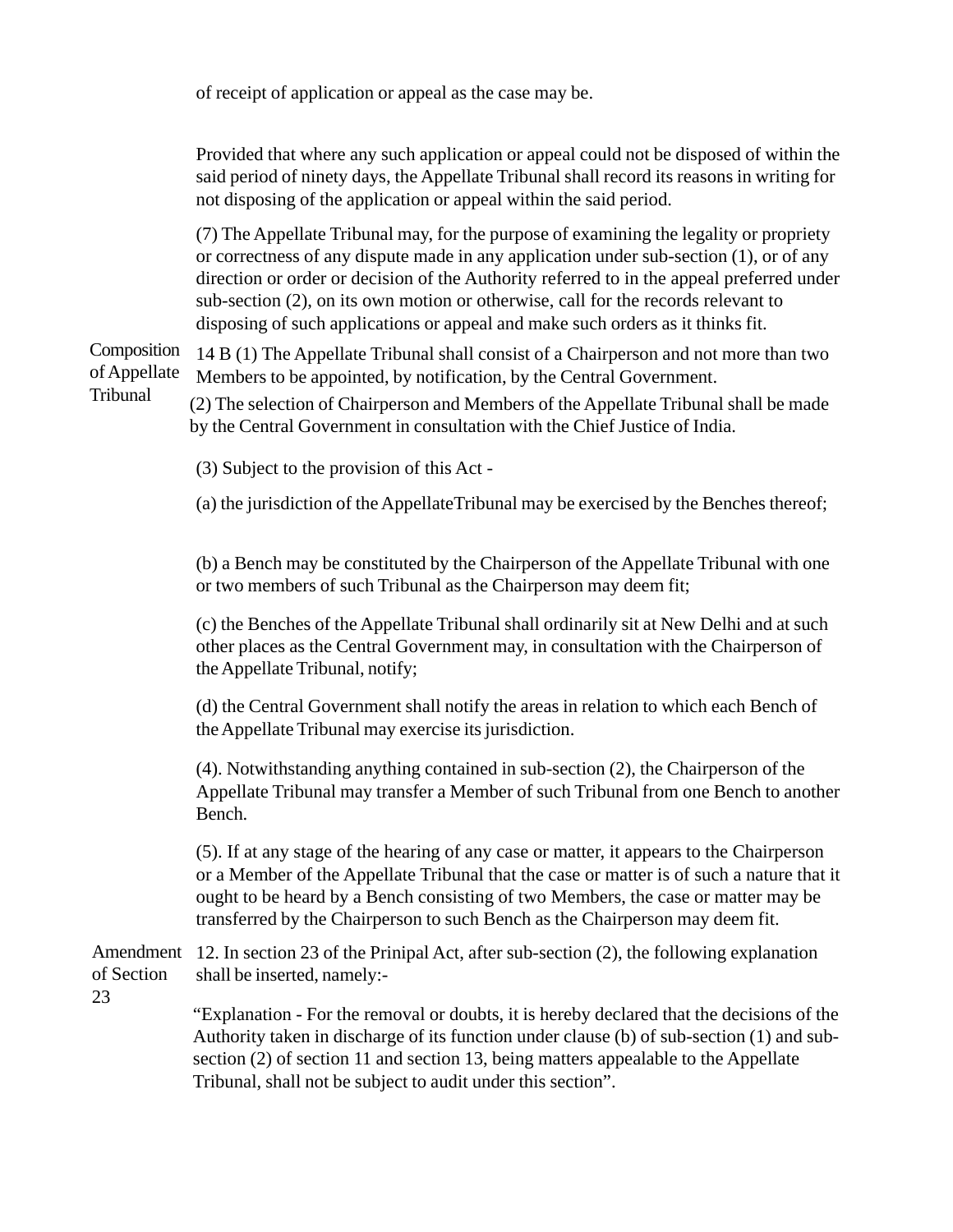of receipt of application or appeal as the case may be.

Provided that where any such application or appeal could not be disposed of within the said period of ninety days, the Appellate Tribunal shall record its reasons in writing for not disposing of the application or appeal within the said period.

(7) The Appellate Tribunal may, for the purpose of examining the legality or propriety or correctness of any dispute made in any application under sub-section (1), or of any direction or order or decision of the Authority referred to in the appeal preferred under sub-section (2), on its own motion or otherwise, call for the records relevant to disposing of such applications or appeal and make such orders as it thinks fit.

**Composition of Appellate Tribunal**

14 B (1) The Appellate Tribunal shall consist of a Chairperson and not more than two Members to be appointed, by notification, by the Central Government.

(2) The selection of Chairperson and Members of the Appellate Tribunal shall be made by the Central Government in consultation with the Chief Justice of India.

(3) Subject to the provision of this Act -

(a) the jurisdiction of the AppellateTribunal may be exercised by the Benches thereof;

(b) a Bench may be constituted by the Chairperson of the Appellate Tribunal with one or two members of such Tribunal as the Chairperson may deem fit;

(c) the Benches of the Appellate Tribunal shall ordinarily sit at New Delhi and at such other places as the Central Government may, in consultation with the Chairperson of the Appellate Tribunal, notify;

(d) the Central Government shall notify the areas in relation to which each Bench of the Appellate Tribunal may exercise its jurisdiction.

(4). Notwithstanding anything contained in sub-section (2), the Chairperson of the Appellate Tribunal may transfer a Member of such Tribunal from one Bench to another Bench.

(5). If at any stage of the hearing of any case or matter, it appears to the Chairperson or a Member of the Appellate Tribunal that the case or matter is of such a nature that it ought to be heard by a Bench consisting of two Members, the case or matter may be transferred by the Chairperson to such Bench as the Chairperson may deem fit.

**Amendment of Section 23**

12. In section 23 of the Prinipal Act, after sub-section (2), the following explanation shall be inserted, namely:-

"Explanation - For the removal or doubts, it is hereby declared that the decisions of the Authority taken in discharge of its function under clause (b) of sub-section (1) and sub-section (2) of section 11 and section 13, being matters appealable to the Appellate Tribunal, shall not be subject to audit under this section".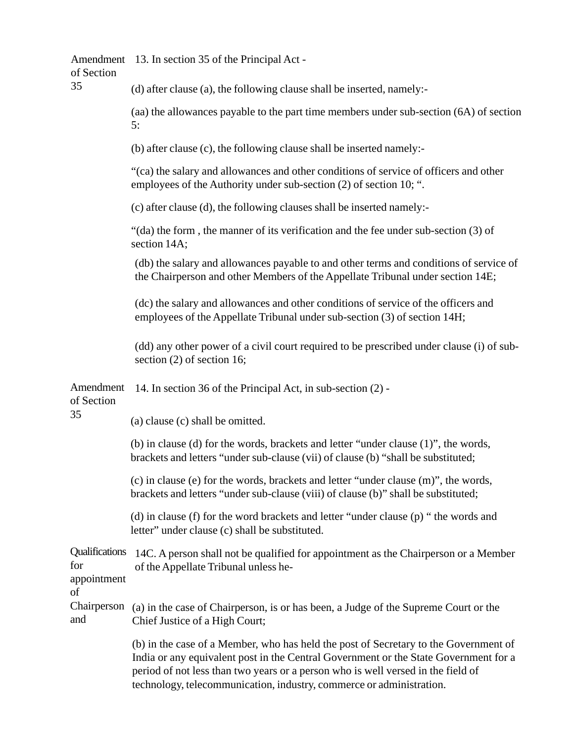**Amendment of Section 35**

13. In section 35 of the Principal Act -

(d) after clause (a), the following clause shall be inserted, namely:-

(aa) the allowances payable to the part time members under sub-section (6A) of section 5:

(b) after clause (c), the following clause shall be inserted namely:-

"(ca) the salary and allowances and other conditions of service of officers and other employees of the Authority under sub-section (2) of section 10; ".

(c) after clause (d), the following clauses shall be inserted namely:-

"(da) the form , the manner of its verification and the fee under sub-section (3) of section 14A;

(db) the salary and allowances payable to and other terms and conditions of service of the Chairperson and other Members of the Appellate Tribunal under section 14E;

(dc) the salary and allowances and other conditions of service of the officers and employees of the Appellate Tribunal under sub-section (3) of section 14H;

(dd) any other power of a civil court required to be prescribed under clause (i) of sub-section (2) of section 16;

**Amendment of Section 35**

14. In section 36 of the Principal Act, in sub-section (2) -

(a) clause (c) shall be omitted.

(b) in clause (d) for the words, brackets and letter "under clause (1)", the words, brackets and letters "under sub-clause (vii) of clause (b) "shall be substituted;

(c) in clause (e) for the words, brackets and letter "under clause (m)", the words, brackets and letters "under sub-clause (viii) of clause (b)" shall be substituted;

(d) in clause (f) for the word brackets and letter "under clause (p) " the words and letter" under clause (c) shall be substituted.

**Qualifications for appointment of Chairperson and**

14C. A person shall not be qualified for appointment as the Chairperson or a Member of the Appellate Tribunal unless he-

(a) in the case of Chairperson, is or has been, a Judge of the Supreme Court or the Chief Justice of a High Court;

(b) in the case of a Member, who has held the post of Secretary to the Government of India or any equivalent post in the Central Government or the State Government for a period of not less than two years or a person who is well versed in the field of technology, telecommunication, industry, commerce or administration.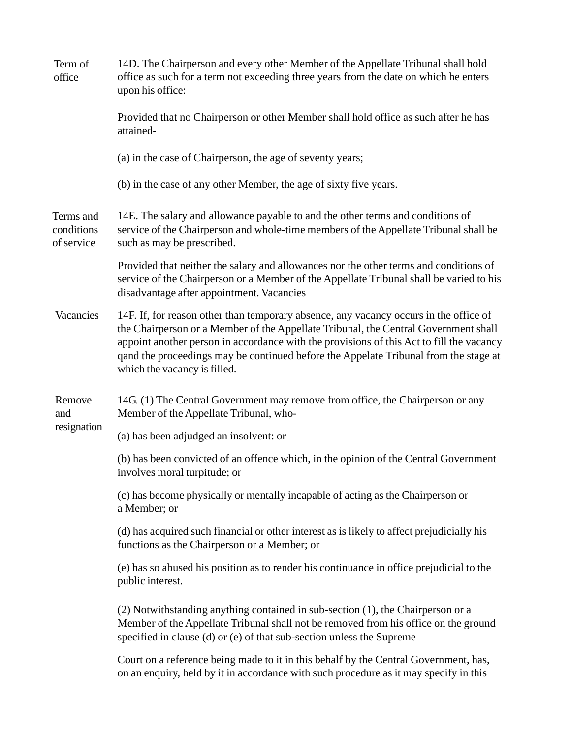**Term of office**

14D. The Chairperson and every other Member of the Appellate Tribunal shall hold office as such for a term not exceeding three years from the date on which he enters upon his office:

Provided that no Chairperson or other Member shall hold office as such after he has attained-

(a) in the case of Chairperson, the age of seventy years;

(b) in the case of any other Member, the age of sixty five years.

**Terms and conditions of service**

14E. The salary and allowance payable to and the other terms and conditions of service of the Chairperson and whole-time members of the Appellate Tribunal shall be such as may be prescribed.

Provided that neither the salary and allowances nor the other terms and conditions of service of the Chairperson or a Member of the Appellate Tribunal shall be varied to his disadvantage after appointment. Vacancies

**Vacancies**

14F. If, for reason other than temporary absence, any vacancy occurs in the office of the Chairperson or a Member of the Appellate Tribunal, the Central Government shall appoint another person in accordance with the provisions of this Act to fill the vacancy qand the proceedings may be continued before the Appelate Tribunal from the stage at which the vacancy is filled.

**Remove and resignation**

14G. (1) The Central Government may remove from office, the Chairperson or any Member of the Appellate Tribunal, who-

(a) has been adjudged an insolvent: or

(b) has been convicted of an offence which, in the opinion of the Central Government involves moral turpitude; or

(c) has become physically or mentally incapable of acting as the Chairperson or a Member; or

(d) has acquired such financial or other interest as is likely to affect prejudicially his functions as the Chairperson or a Member; or

(e) has so abused his position as to render his continuance in office prejudicial to the public interest.

(2) Notwithstanding anything contained in sub-section (1), the Chairperson or a Member of the Appellate Tribunal shall not be removed from his office on the ground specified in clause (d) or (e) of that sub-section unless the Supreme

Court on a reference being made to it in this behalf by the Central Government, has, on an enquiry, held by it in accordance with such procedure as it may specify in this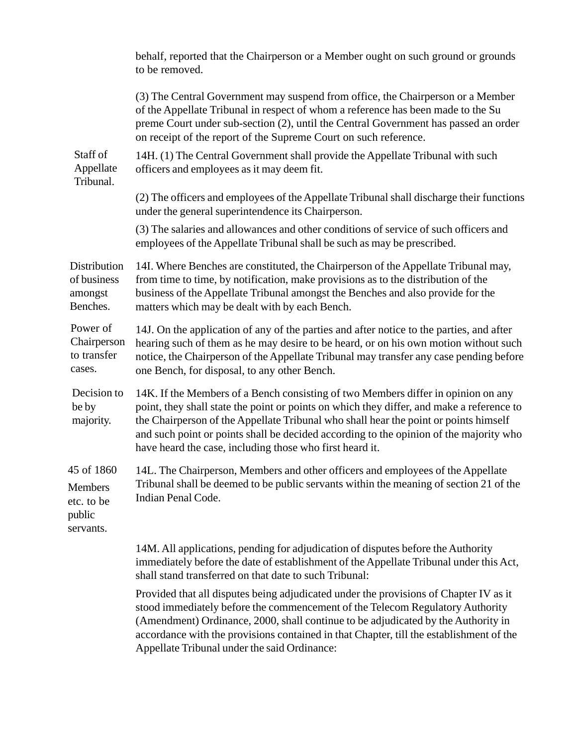behalf, reported that the Chairperson or a Member ought on such ground or grounds to be removed.

(3) The Central Government may suspend from office, the Chairperson or a Member of the Appellate Tribunal in respect of whom a reference has been made to the Supreme Court under sub-section (2), until the Central Government has passed an order on receipt of the report of the Supreme Court on such reference.

**Staff of Appellate Tribunal.**

14H. (1) The Central Government shall provide the Appellate Tribunal with such officers and employees as it may deem fit.

(2) The officers and employees of the Appellate Tribunal shall discharge their functions under the general superintendence its Chairperson.

(3) The salaries and allowances and other conditions of service of such officers and employees of the Appellate Tribunal shall be such as may be prescribed.

**Distribution of business amongst Benches.**

14I. Where Benches are constituted, the Chairperson of the Appellate Tribunal may, from time to time, by notification, make provisions as to the distribution of the business of the Appellate Tribunal amongst the Benches and also provide for the matters which may be dealt with by each Bench.

**Power of Chairperson to transfer cases.**

14J. On the application of any of the parties and after notice to the parties, and after hearing such of them as he may desire to be heard, or on his own motion without such notice, the Chairperson of the Appellate Tribunal may transfer any case pending before one Bench, for disposal, to any other Bench.

**Decision to be by majority.**

14K. If the Members of a Bench consisting of two Members differ in opinion on any point, they shall state the point or points on which they differ, and make a reference to the Chairperson of the Appellate Tribunal who shall hear the point or points himself and such point or points shall be decided according to the opinion of the majority who have heard the case, including those who first heard it.

**Members etc. to be public servants.**

45 of 1860

14L. The Chairperson, Members and other officers and employees of the Appellate Tribunal shall be deemed to be public servants within the meaning of section 21 of the Indian Penal Code.

14M. All applications, pending for adjudication of disputes before the Authority immediately before the date of establishment of the Appellate Tribunal under this Act, shall stand transferred on that date to such Tribunal:

Provided that all disputes being adjudicated under the provisions of Chapter IV as it stood immediately before the commencement of the Telecom Regulatory Authority (Amendment) Ordinance, 2000, shall continue to be adjudicated by the Authority in accordance with the provisions contained in that Chapter, till the establishment of the Appellate Tribunal under the said Ordinance: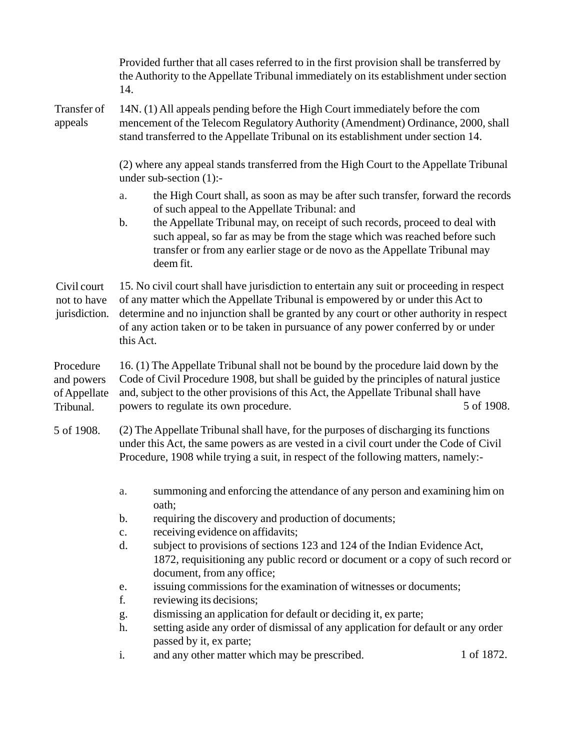Provided further that all cases referred to in the first provision shall be transferred by the Authority to the Appellate Tribunal immediately on its establishment under section 14.

Transfer of appeals

14N. (1) All appeals pending before the High Court immediately before the com mencement of the Telecom Regulatory Authority (Amendment) Ordinance, 2000, shall stand transferred to the Appellate Tribunal on its establishment under section 14.

(2) where any appeal stands transferred from the High Court to the Appellate Tribunal under sub-section (1):-

a. the High Court shall, as soon as may be after such transfer, forward the records of such appeal to the Appellate Tribunal: and
b. the Appellate Tribunal may, on receipt of such records, proceed to deal with such appeal, so far as may be from the stage which was reached before such transfer or from any earlier stage or de novo as the Appellate Tribunal may deem fit.

Civil court not to have jurisdiction.

15. No civil court shall have jurisdiction to entertain any suit or proceeding in respect of any matter which the Appellate Tribunal is empowered by or under this Act to determine and no injunction shall be granted by any court or other authority in respect of any action taken or to be taken in pursuance of any power conferred by or under this Act.

Procedure and powers of Appellate Tribunal.

16. (1) The Appellate Tribunal shall not be bound by the procedure laid down by the Code of Civil Procedure 1908, but shall be guided by the principles of natural justice and, subject to the other provisions of this Act, the Appellate Tribunal shall have powers to regulate its own procedure. 5 of 1908.

5 of 1908. (2) The Appellate Tribunal shall have, for the purposes of discharging its functions under this Act, the same powers as are vested in a civil court under the Code of Civil Procedure, 1908 while trying a suit, in respect of the following matters, namely:-

a. summoning and enforcing the attendance of any person and examining him on oath;
b. requiring the discovery and production of documents;
c. receiving evidence on affidavits;
d. subject to provisions of sections 123 and 124 of the Indian Evidence Act, 1872, requisitioning any public record or document or a copy of such record or document, from any office;
e. issuing commissions for the examination of witnesses or documents;
f. reviewing its decisions;
g. dismissing an application for default or deciding it, ex parte;
h. setting aside any order of dismissal of any application for default or any order passed by it, ex parte;
i. and any other matter which may be prescribed. 1 of 1872.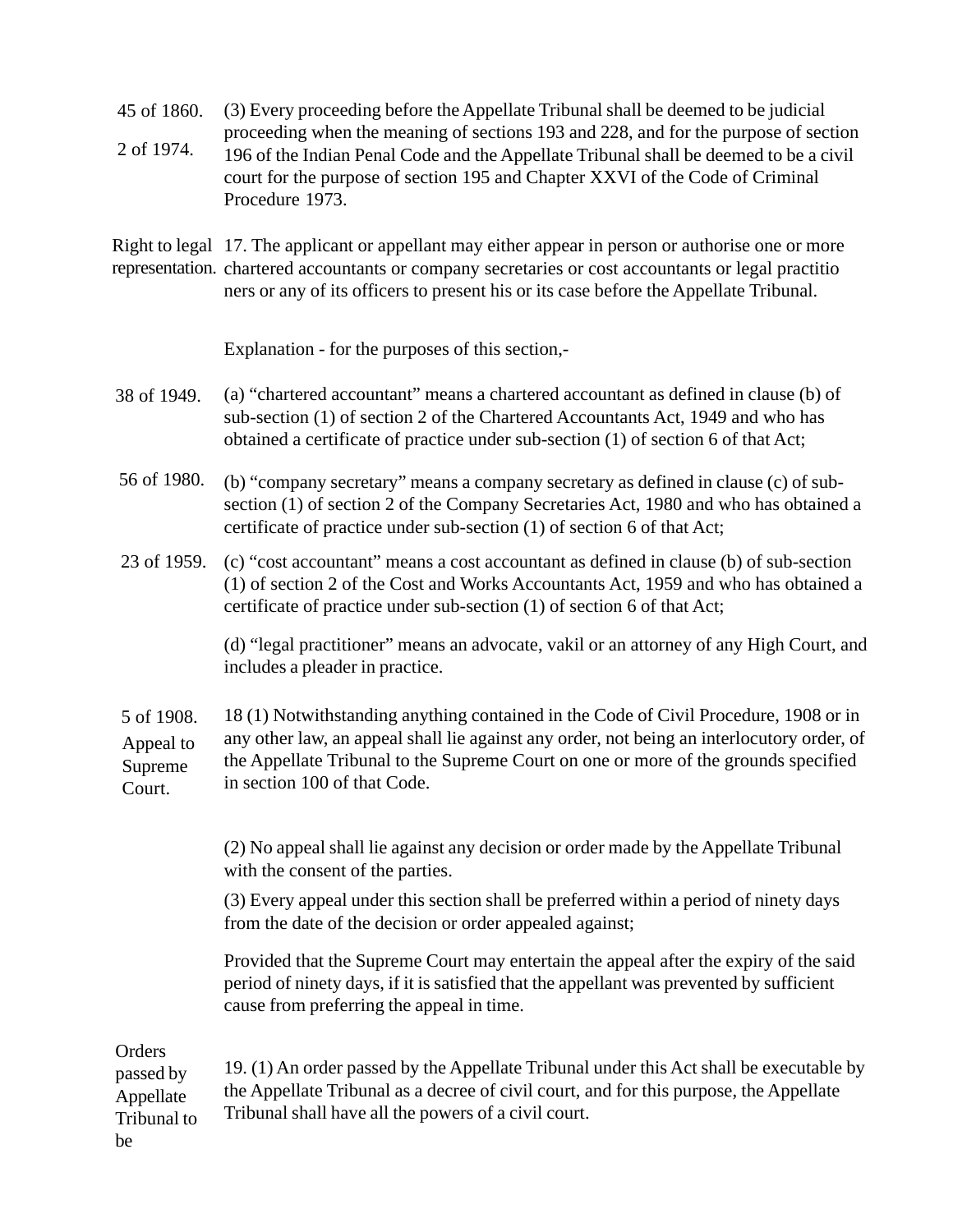45 of 1860.

2 of 1974.

(3) Every proceeding before the Appellate Tribunal shall be deemed to be judicial proceeding when the meaning of sections 193 and 228, and for the purpose of section 196 of the Indian Penal Code and the Appellate Tribunal shall be deemed to be a civil court for the purpose of section 195 and Chapter XXVI of the Code of Criminal Procedure 1973.

Right to legal representation.

17. The applicant or appellant may either appear in person or authorise one or more chartered accountants or company secretaries or cost accountants or legal practitio ners or any of its officers to present his or its case before the Appellate Tribunal.

Explanation - for the purposes of this section,-

38 of 1949.

(a) "chartered accountant" means a chartered accountant as defined in clause (b) of sub-section (1) of section 2 of the Chartered Accountants Act, 1949 and who has obtained a certificate of practice under sub-section (1) of section 6 of that Act;

56 of 1980.

(b) "company secretary" means a company secretary as defined in clause (c) of sub-section (1) of section 2 of the Company Secretaries Act, 1980 and who has obtained a certificate of practice under sub-section (1) of section 6 of that Act;

23 of 1959.

(c) "cost accountant" means a cost accountant as defined in clause (b) of sub-section (1) of section 2 of the Cost and Works Accountants Act, 1959 and who has obtained a certificate of practice under sub-section (1) of section 6 of that Act;

(d) "legal practitioner" means an advocate, vakil or an attorney of any High Court, and includes a pleader in practice.

5 of 1908.

Appeal to Supreme Court.

18 (1) Notwithstanding anything contained in the Code of Civil Procedure, 1908 or in any other law, an appeal shall lie against any order, not being an interlocutory order, of the Appellate Tribunal to the Supreme Court on one or more of the grounds specified in section 100 of that Code.

(2) No appeal shall lie against any decision or order made by the Appellate Tribunal with the consent of the parties.

(3) Every appeal under this section shall be preferred within a period of ninety days from the date of the decision or order appealed against;

Provided that the Supreme Court may entertain the appeal after the expiry of the said period of ninety days, if it is satisfied that the appellant was prevented by sufficient cause from preferring the appeal in time.

Orders passed by Appellate Tribunal to be

19. (1) An order passed by the Appellate Tribunal under this Act shall be executable by the Appellate Tribunal as a decree of civil court, and for this purpose, the Appellate Tribunal shall have all the powers of a civil court.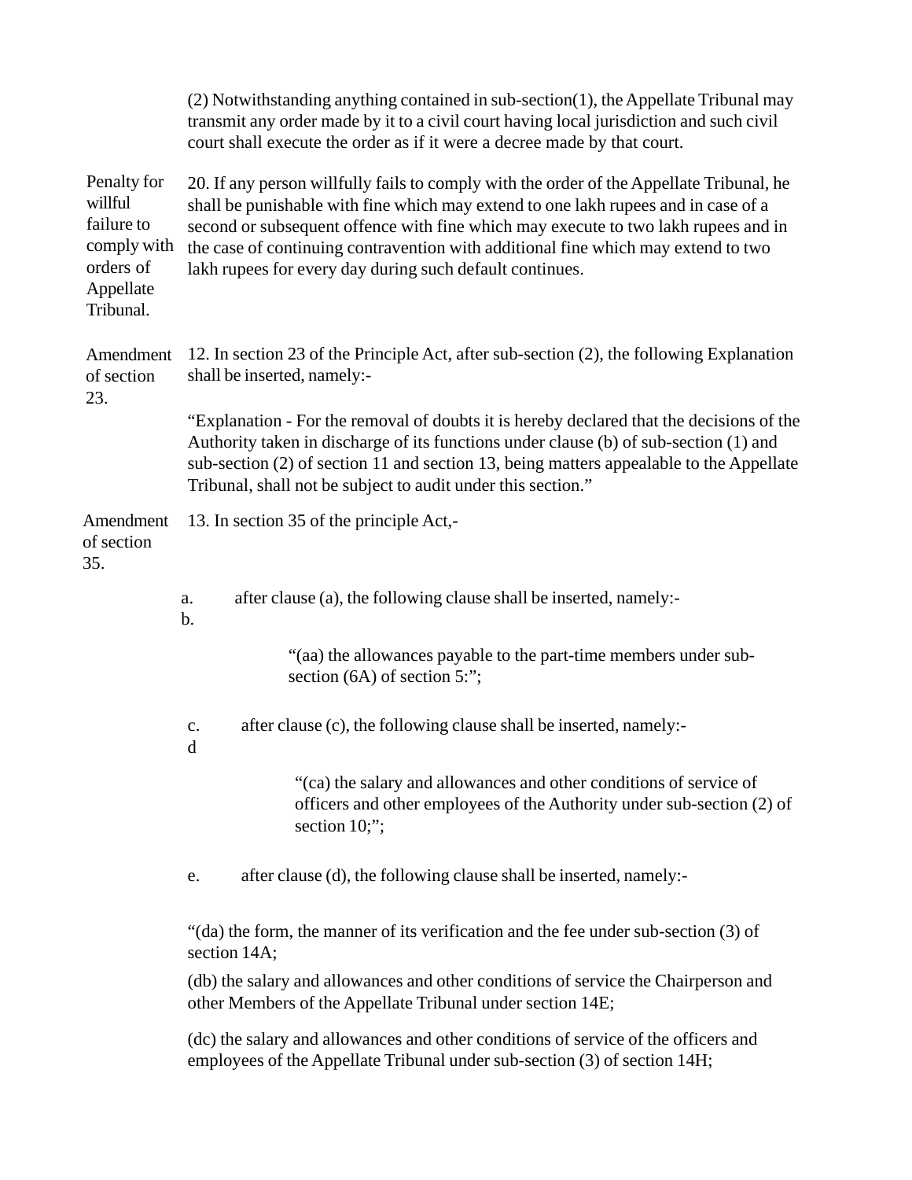(2) Notwithstanding anything contained in sub-section(1), the Appellate Tribunal may transmit any order made by it to a civil court having local jurisdiction and such civil court shall execute the order as if it were a decree made by that court.

Penalty for willful failure to comply with orders of Appellate Tribunal.

20. If any person willfully fails to comply with the order of the Appellate Tribunal, he shall be punishable with fine which may extend to one lakh rupees and in case of a second or subsequent offence with fine which may execute to two lakh rupees and in the case of continuing contravention with additional fine which may extend to two lakh rupees for every day during such default continues.

Amendment of section 23.

12. In section 23 of the Principle Act, after sub-section (2), the following Explanation shall be inserted, namely:-

"Explanation - For the removal of doubts it is hereby declared that the decisions of the Authority taken in discharge of its functions under clause (b) of sub-section (1) and sub-section (2) of section 11 and section 13, being matters appealable to the Appellate Tribunal, shall not be subject to audit under this section."

Amendment of section 35.

13. In section 35 of the principle Act,-

a. b. after clause (a), the following clause shall be inserted, namely:-

> "(aa) the allowances payable to the part-time members under sub-section (6A) of section 5:";

c. d after clause (c), the following clause shall be inserted, namely:-

> "(ca) the salary and allowances and other conditions of service of officers and other employees of the Authority under sub-section (2) of section 10;";

e. after clause (d), the following clause shall be inserted, namely:-

"(da) the form, the manner of its verification and the fee under sub-section (3) of section 14A;

(db) the salary and allowances and other conditions of service the Chairperson and other Members of the Appellate Tribunal under section 14E;

(dc) the salary and allowances and other conditions of service of the officers and employees of the Appellate Tribunal under sub-section (3) of section 14H;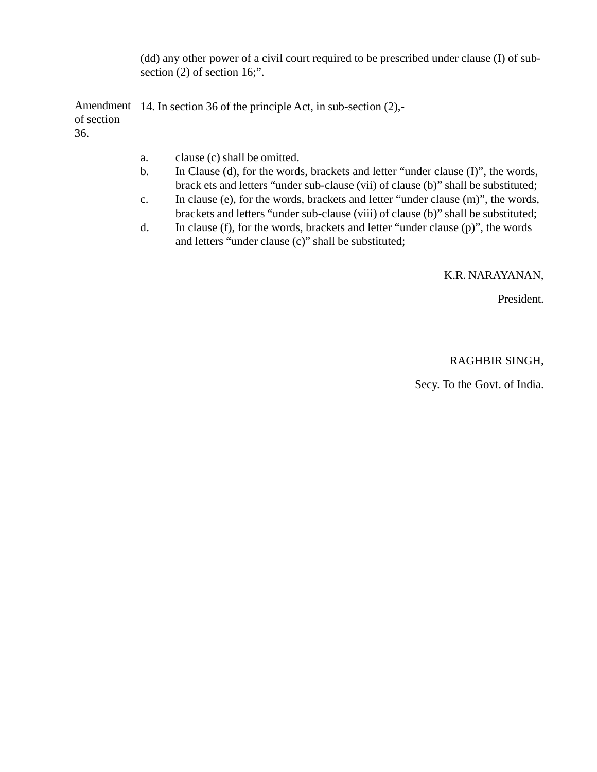(dd) any other power of a civil court required to be prescribed under clause (I) of sub-section (2) of section 16;".

Amendment of section 36.

14. In section 36 of the principle Act, in sub-section (2),-

a. clause (c) shall be omitted.
b. In Clause (d), for the words, brackets and letter "under clause (I)", the words, brack ets and letters "under sub-clause (vii) of clause (b)" shall be substituted;
c. In clause (e), for the words, brackets and letter "under clause (m)", the words, brackets and letters "under sub-clause (viii) of clause (b)" shall be substituted;
d. In clause (f), for the words, brackets and letter "under clause (p)", the words and letters "under clause (c)" shall be substituted;

K.R. NARAYANAN,

President.

RAGHBIR SINGH,

Secy. To the Govt. of India.